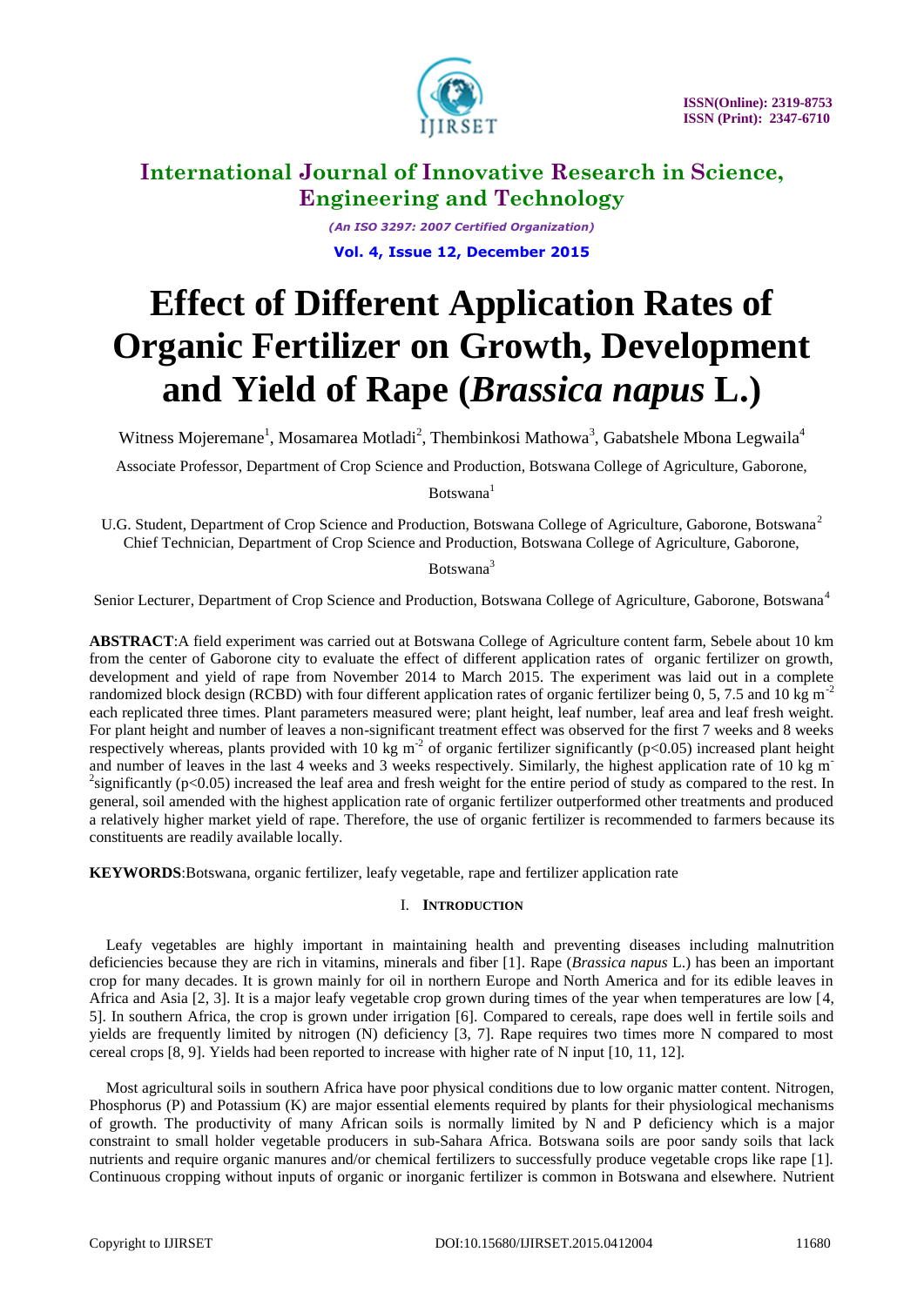# Effect of Different Application Rates of Organic Fertilizer on Growth, Development and Yield of Rape (*Brassica napus* L.)

Witness Mojeremane[1], Mosamarea Motladi[2], Thembinkosi Mathowa[3], Gabatshele Mbona Legwaila[4]

Associate Professor, Department of Crop Science and Production, Botswana College of Agriculture, Gaborone, Botswana[1]

U.G. Student, Department of Crop Science and Production, Botswana College of Agriculture, Gaborone, Botswana[2]

Chief Technician, Department of Crop Science and Production, Botswana College of Agriculture, Gaborone, Botswana[3]

Senior Lecturer, Department of Crop Science and Production, Botswana College of Agriculture, Gaborone, Botswana[4]

**ABSTRACT**:A field experiment was carried out at Botswana College of Agriculture content farm, Sebele about 10 km from the center of Gaborone city to evaluate the effect of different application rates of organic fertilizer on growth, development and yield of rape from November 2014 to March 2015. The experiment was laid out in a complete randomized block design (RCBD) with four different application rates of organic fertilizer being 0, 5, 7.5 and 10 kg $m^{-2}$ each replicated three times. Plant parameters measured were; plant height, leaf number, leaf area and leaf fresh weight. For plant height and number of leaves a non-significant treatment effect was observed for the first 7 weeks and 8 weeks respectively whereas, plants provided with 10 kg $m^{-2}$ of organic fertilizer significantly ($p<0.05$) increased plant height and number of leaves in the last 4 weeks and 3 weeks respectively. Similarly, the highest application rate of 10 kg $m^{-2}$significantly ($p<0.05$) increased the leaf area and fresh weight for the entire period of study as compared to the rest. In general, soil amended with the highest application rate of organic fertilizer outperformed other treatments and produced a relatively higher market yield of rape. Therefore, the use of organic fertilizer is recommended to farmers because its constituents are readily available locally.

**KEYWORDS**:Botswana, organic fertilizer, leafy vegetable, rape and fertilizer application rate

## I. Introduction

Leafy vegetables are highly important in maintaining health and preventing diseases including malnutrition deficiencies because they are rich in vitamins, minerals and fiber [1]. Rape (*Brassica napus* L.) has been an important crop for many decades. It is grown mainly for oil in northern Europe and North America and for its edible leaves in Africa and Asia [2, 3]. It is a major leafy vegetable crop grown during times of the year when temperatures are low [4, 5]. In southern Africa, the crop is grown under irrigation [6]. Compared to cereals, rape does well in fertile soils and yields are frequently limited by nitrogen (N) deficiency [3, 7]. Rape requires two times more N compared to most cereal crops [8, 9]. Yields had been reported to increase with higher rate of N input [10, 11, 12].

Most agricultural soils in southern Africa have poor physical conditions due to low organic matter content. Nitrogen, Phosphorus (P) and Potassium (K) are major essential elements required by plants for their physiological mechanisms of growth. The productivity of many African soils is normally limited by N and P deficiency which is a major constraint to small holder vegetable producers in sub-Sahara Africa. Botswana soils are poor sandy soils that lack nutrients and require organic manures and/or chemical fertilizers to successfully produce vegetable crops like rape [1]. Continuous cropping without inputs of organic or inorganic fertilizer is common in Botswana and elsewhere. Nutrient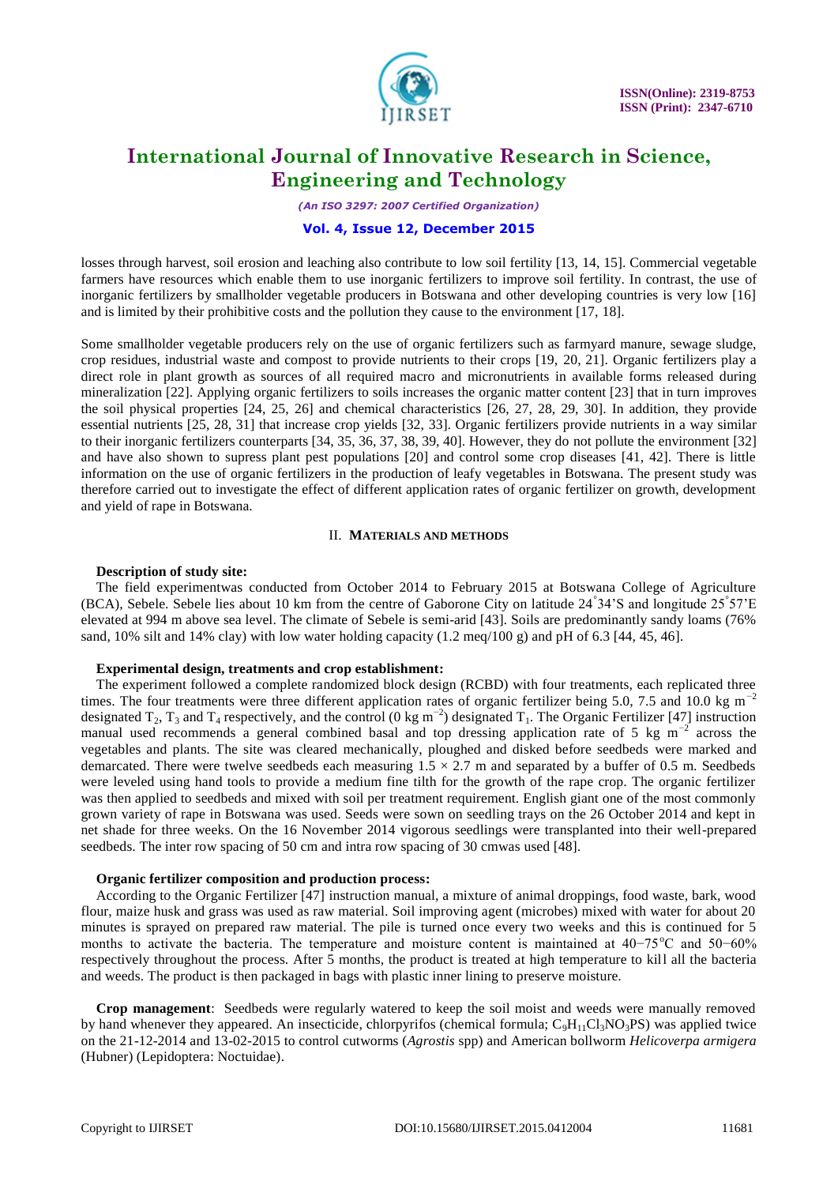losses through harvest, soil erosion and leaching also contribute to low soil fertility [13, 14, 15]. Commercial vegetable farmers have resources which enable them to use inorganic fertilizers to improve soil fertility. In contrast, the use of inorganic fertilizers by smallholder vegetable producers in Botswana and other developing countries is very low [16] and is limited by their prohibitive costs and the pollution they cause to the environment [17, 18].

Some smallholder vegetable producers rely on the use of organic fertilizers such as farmyard manure, sewage sludge, crop residues, industrial waste and compost to provide nutrients to their crops [19, 20, 21]. Organic fertilizers play a direct role in plant growth as sources of all required macro and micronutrients in available forms released during mineralization [22]. Applying organic fertilizers to soils increases the organic matter content [23] that in turn improves the soil physical properties [24, 25, 26] and chemical characteristics [26, 27, 28, 29, 30]. In addition, they provide essential nutrients [25, 28, 31] that increase crop yields [32, 33]. Organic fertilizers provide nutrients in a way similar to their inorganic fertilizers counterparts [34, 35, 36, 37, 38, 39, 40]. However, they do not pollute the environment [32] and have also shown to supress plant pest populations [20] and control some crop diseases [41, 42]. There is little information on the use of organic fertilizers in the production of leafy vegetables in Botswana. The present study was therefore carried out to investigate the effect of different application rates of organic fertilizer on growth, development and yield of rape in Botswana.

## II. MATERIALS AND METHODS

**Description of study site:**

The field experimentwas conducted from October 2014 to February 2015 at Botswana College of Agriculture (BCA), Sebele. Sebele lies about 10 km from the centre of Gaborone City on latitude 24°34'S and longitude 25°57'E elevated at 994 m above sea level. The climate of Sebele is semi-arid [43]. Soils are predominantly sandy loams (76% sand, 10% silt and 14% clay) with low water holding capacity (1.2 meq/100 g) and pH of 6.3 [44, 45, 46].

**Experimental design, treatments and crop establishment:**

The experiment followed a complete randomized block design (RCBD) with four treatments, each replicated three times. The four treatments were three different application rates of organic fertilizer being 5.0, 7.5 and 10.0 kg $m^{-2}$ designated $T_2$, $T_3$ and $T_4$ respectively, and the control (0 kg $m^{-2}$) designated $T_1$. The Organic Fertilizer [47] instruction manual used recommends a general combined basal and top dressing application rate of 5 kg $m^{-2}$ across the vegetables and plants. The site was cleared mechanically, ploughed and disked before seedbeds were marked and demarcated. There were twelve seedbeds each measuring $1.5 \times 2.7$ m and separated by a buffer of 0.5 m. Seedbeds were leveled using hand tools to provide a medium fine tilth for the growth of the rape crop. The organic fertilizer was then applied to seedbeds and mixed with soil per treatment requirement. English giant one of the most commonly grown variety of rape in Botswana was used. Seeds were sown on seedling trays on the 26 October 2014 and kept in net shade for three weeks. On the 16 November 2014 vigorous seedlings were transplanted into their well-prepared seedbeds. The inter row spacing of 50 cm and intra row spacing of 30 cmwas used [48].

**Organic fertilizer composition and production process:**

According to the Organic Fertilizer [47] instruction manual, a mixture of animal droppings, food waste, bark, wood flour, maize husk and grass was used as raw material. Soil improving agent (microbes) mixed with water for about 20 minutes is sprayed on prepared raw material. The pile is turned once every two weeks and this is continued for 5 months to activate the bacteria. The temperature and moisture content is maintained at 40−75°C and 50−60% respectively throughout the process. After 5 months, the product is treated at high temperature to kill all the bacteria and weeds. The product is then packaged in bags with plastic inner lining to preserve moisture.

**Crop management**: Seedbeds were regularly watered to keep the soil moist and weeds were manually removed by hand whenever they appeared. An insecticide, chlorpyrifos (chemical formula; $C_9H_{11}Cl_3NO_3PS$) was applied twice on the 21-12-2014 and 13-02-2015 to control cutworms (*Agrostis* spp) and American bollworm *Helicoverpa armigera* (Hubner) (Lepidoptera: Noctuidae).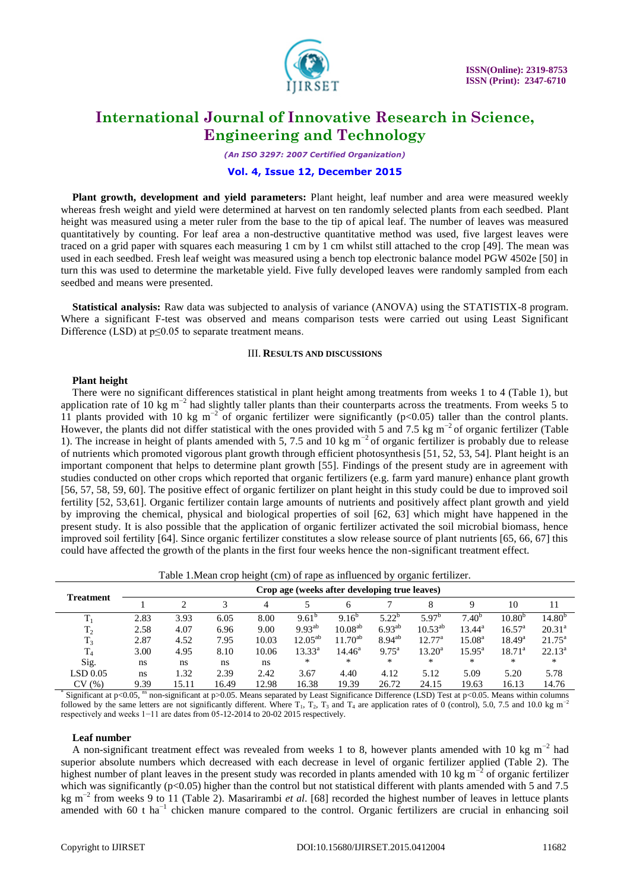**Plant growth, development and yield parameters:** Plant height, leaf number and area were measured weekly whereas fresh weight and yield were determined at harvest on ten randomly selected plants from each seedbed. Plant height was measured using a meter ruler from the base to the tip of apical leaf. The number of leaves was measured quantitatively by counting. For leaf area a non-destructive quantitative method was used, five largest leaves were traced on a grid paper with squares each measuring 1 cm by 1 cm whilst still attached to the crop [49]. The mean was used in each seedbed. Fresh leaf weight was measured using a bench top electronic balance model PGW 4502e [50] in turn this was used to determine the marketable yield. Five fully developed leaves were randomly sampled from each seedbed and means were presented.

**Statistical analysis:** Raw data was subjected to analysis of variance (ANOVA) using the STATISTIX-8 program. Where a significant F-test was observed and means comparison tests were carried out using Least Significant Difference (LSD) at $p \le 0.05$ to separate treatment means.

## III. RESULTS AND DISCUSSIONS

### Plant height

There were no significant differences statistical in plant height among treatments from weeks 1 to 4 (Table 1), but application rate of 10 kg $m^{-2}$ had slightly taller plants than their counterparts across the treatments. From weeks 5 to 11 plants provided with 10 kg $m^{-2}$ of organic fertilizer were significantly ($p<0.05$) taller than the control plants. However, the plants did not differ statistical with the ones provided with 5 and 7.5 kg $m^{-2}$ of organic fertilizer (Table 1). The increase in height of plants amended with 5, 7.5 and 10 kg $m^{-2}$ of organic fertilizer is probably due to release of nutrients which promoted vigorous plant growth through efficient photosynthesis [51, 52, 53, 54]. Plant height is an important component that helps to determine plant growth [55]. Findings of the present study are in agreement with studies conducted on other crops which reported that organic fertilizers (e.g. farm yard manure) enhance plant growth [56, 57, 58, 59, 60]. The positive effect of organic fertilizer on plant height in this study could be due to improved soil fertility [52, 53,61]. Organic fertilizer contain large amounts of nutrients and positively affect plant growth and yield by improving the chemical, physical and biological properties of soil [62, 63] which might have happened in the present study. It is also possible that the application of organic fertilizer activated the soil microbial biomass, hence improved soil fertility [64]. Since organic fertilizer constitutes a slow release source of plant nutrients [65, 66, 67] this could have affected the growth of the plants in the first four weeks hence the non-significant treatment effect.

Table 1.Mean crop height (cm) of rape as influenced by organic fertilizer.

| Treatment | Crop age (weeks after developing true leaves) | | | | | | | | | | |
|---|---|---|---|---|---|---|---|---|---|---|---|
| | 1 | 2 | 3 | 4 | 5 | 6 | 7 | 8 | 9 | 10 | 11 |
| $T_1$ | 2.83 | 3.93 | 6.05 | 8.00 | $9.61^{b}$ | $9.16^{b}$ | $5.22^{b}$ | $5.97^{b}$ | $7.40^{b}$ | $10.80^{b}$ | $14.80^{b}$ |
| $T_2$ | 2.58 | 4.07 | 6.96 | 9.00 | $9.93^{ab}$ | $10.08^{ab}$ | $6.93^{ab}$ | $10.53^{ab}$ | $13.44^{a}$ | $16.57^{a}$ | $20.31^{a}$ |
| $T_3$ | 2.87 | 4.52 | 7.95 | 10.03 | $12.05^{ab}$ | $11.70^{ab}$ | $8.94^{ab}$ | $12.77^{a}$ | $15.08^{a}$ | $18.49^{a}$ | $21.75^{a}$ |
| $T_4$ | 3.00 | 4.95 | 8.10 | 10.06 | $13.33^{a}$ | $14.46^{a}$ | $9.75^{a}$ | $13.20^{a}$ | $15.95^{a}$ | $18.71^{a}$ | $22.13^{a}$ |
| Sig. | ns | ns | ns | ns | * | * | * | * | * | * | * |
| LSD 0.05 | ns | 1.32 | 2.39 | 2.42 | 3.67 | 4.40 | 4.12 | 5.12 | 5.09 | 5.20 | 5.78 |
| CV (%) | 9.39 | 15.11 | 16.49 | 12.98 | 16.38 | 19.39 | 26.72 | 24.15 | 19.63 | 16.13 | 14.76 |

* Significant at $p<0.05$, ns non-significant at $p>0.05$. Means separated by Least Significance Difference (LSD) Test at $p<0.05$. Means within columns followed by the same letters are not significantly different. Where $T_1$, $T_2$, $T_3$ and $T_4$ are application rates of 0 (control), 5.0, 7.5 and 10.0 kg $m^{-2}$ respectively and weeks 1−11 are dates from 05-12-2014 to 20-02 2015 respectively.

### Leaf number

A non-significant treatment effect was revealed from weeks 1 to 8, however plants amended with 10 kg $m^{-2}$ had superior absolute numbers which decreased with each decrease in level of organic fertilizer applied (Table 2). The highest number of plant leaves in the present study was recorded in plants amended with 10 kg $m^{-2}$ of organic fertilizer which was significantly ($p<0.05$) higher than the control but not statistical different with plants amended with 5 and 7.5 kg $m^{-2}$ from weeks 9 to 11 (Table 2). Masarirambi *et al*. [68] recorded the highest number of leaves in lettuce plants amended with 60 t $ha^{-1}$ chicken manure compared to the control. Organic fertilizers are crucial in enhancing soil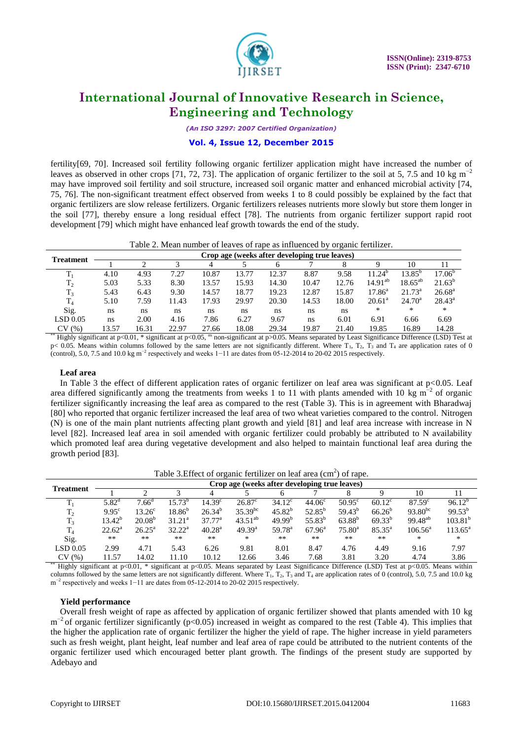fertility[69, 70]. Increased soil fertility following organic fertilizer application might have increased the number of leaves as observed in other crops [71, 72, 73]. The application of organic fertilizer to the soil at 5, 7.5 and 10 kg $m^{-2}$ may have improved soil fertility and soil structure, increased soil organic matter and enhanced microbial activity [74, 75, 76]. The non-significant treatment effect observed from weeks 1 to 8 could possibly be explained by the fact that organic fertilizers are slow release fertilizers. Organic fertilizers releases nutrients more slowly but store them longer in the soil [77], thereby ensure a long residual effect [78]. The nutrients from organic fertilizer support rapid root development [79] which might have enhanced leaf growth towards the end of the study.

Table 2. Mean number of leaves of rape as influenced by organic fertilizer.

| Treatment | Crop age (weeks after developing true leaves) | | | | | | | | | | |
|---|---|---|---|---|---|---|---|---|---|---|---|
| | 1 | 2 | 3 | 4 | 5 | 6 | 7 | 8 | 9 | 10 | 11 |
| $T_1$ | 4.10 | 4.93 | 7.27 | 10.87 | 13.77 | 12.37 | 8.87 | 9.58 | $11.24^{b}$ | $13.85^{b}$ | $17.06^{b}$ |
| $T_2$ | 5.03 | 5.33 | 8.30 | 13.57 | 15.93 | 14.30 | 10.47 | 12.76 | $14.91^{ab}$ | $18.65^{ab}$ | $21.63^{b}$ |
| $T_3$ | 5.43 | 6.43 | 9.30 | 14.57 | 18.77 | 19.23 | 12.87 | 15.87 | $17.86^{a}$ | $21.73^{a}$ | $26.68^{a}$ |
| $T_4$ | 5.10 | 7.59 | 11.43 | 17.93 | 29.97 | 20.30 | 14.53 | 18.00 | $20.61^{a}$ | $24.70^{a}$ | $28.43^{a}$ |
| Sig. | ns | ns | ns | ns | ns | ns | ns | ns | * | * | * |
| LSD 0.05 | ns | 2.00 | 4.16 | 7.86 | 6.27 | 9.67 | ns | 6.01 | 6.91 | 6.66 | 6.69 |
| CV (%) | 13.57 | 16.31 | 22.97 | 27.66 | 18.08 | 29.34 | 19.87 | 21.40 | 19.85 | 16.89 | 14.28 |

** Highly significant at $p<0.01$, * significant at $p<0.05$, ns non-significant at $p>0.05$. Means separated by Least Significance Difference (LSD) Test at $p< 0.05$. Means within columns followed by the same letters are not significantly different. Where $T_1$, $T_2$, $T_3$ and $T_4$ are application rates of 0 (control), 5.0, 7.5 and 10.0 kg $m^{-2}$ respectively and weeks 1−11 are dates from 05-12-2014 to 20-02 2015 respectively.

### Leaf area

In Table 3 the effect of different application rates of organic fertilizer on leaf area was significant at $p<0.05$. Leaf area differed significantly among the treatments from weeks 1 to 11 with plants amended with 10 kg $m^{-2}$ of organic fertilizer significantly increasing the leaf area as compared to the rest (Table 3). This is in agreement with Bharadwaj [80] who reported that organic fertilizer increased the leaf area of two wheat varieties compared to the control. Nitrogen (N) is one of the main plant nutrients affecting plant growth and yield [81] and leaf area increase with increase in N level [82]. Increased leaf area in soil amended with organic fertilizer could probably be attributed to N availability which promoted leaf area during vegetative development and also helped to maintain functional leaf area during the growth period [83].

Table 3.Effect of organic fertilizer on leaf area ($cm^2$) of rape.

| Treatment | Crop age (weeks after developing true leaves) | | | | | | | | | | |
|---|---|---|---|---|---|---|---|---|---|---|---|
| | 1 | 2 | 3 | 4 | 5 | 6 | 7 | 8 | 9 | 10 | 11 |
| $T_1$ | $5.82^{d}$ | $7.66^{d}$ | $15.73^{b}$ | $14.39^{c}$ | $26.87^{c}$ | $34.12^{c}$ | $44.06^{c}$ | $50.95^{c}$ | $60.12^{c}$ | $87.59^{c}$ | $96.12^{b}$ |
| $T_2$ | $9.95^{c}$ | $13.26^{c}$ | $18.86^{b}$ | $26.34^{b}$ | $35.39^{bc}$ | $45.82^{b}$ | $52.85^{b}$ | $59.43^{b}$ | $66.26^{b}$ | $93.80^{bc}$ | $99.53^{b}$ |
| $T_3$ | $13.42^{b}$ | $20.08^{b}$ | $31.21^{a}$ | $37.77^{a}$ | $43.51^{ab}$ | $49.99^{b}$ | $55.83^{b}$ | $63.88^{b}$ | $69.33^{b}$ | $99.48^{ab}$ | $103.81^{b}$ |
| $T_4$ | $22.62^{a}$ | $26.25^{a}$ | $32.22^{a}$ | $40.28^{a}$ | $49.39^{a}$ | $59.78^{a}$ | $67.96^{a}$ | $75.80^{a}$ | $85.35^{a}$ | $106.56^{a}$ | $113.65^{a}$ |
| Sig. | ** | ** | ** | ** | * | ** | ** | ** | ** | * | * |
| LSD 0.05 | 2.99 | 4.71 | 5.43 | 6.26 | 9.81 | 8.01 | 8.47 | 4.76 | 4.49 | 9.16 | 7.97 |
| CV (%) | 11.57 | 14.02 | 11.10 | 10.12 | 12.66 | 3.46 | 7.68 | 3.81 | 3.20 | 4.74 | 3.86 |

** Highly significant at $p<0.01$, * significant at $p<0.05$. Means separated by Least Significance Difference (LSD) Test at $p<0.05$. Means within columns followed by the same letters are not significantly different. Where $T_1$, $T_2$, $T_3$ and $T_4$ are application rates of 0 (control), 5.0, 7.5 and 10.0 kg $m^{-2}$ respectively and weeks 1−11 are dates from 05-12-2014 to 20-02 2015 respectively.

### Yield performance

Overall fresh weight of rape as affected by application of organic fertilizer showed that plants amended with 10 kg $m^{-2}$ of organic fertilizer significantly ($p<0.05$) increased in weight as compared to the rest (Table 4). This implies that the higher the application rate of organic fertilizer the higher the yield of rape. The higher increase in yield parameters such as fresh weight, plant height, leaf number and leaf area of rape could be attributed to the nutrient contents of the organic fertilizer used which encouraged better plant growth. The findings of the present study are supported by Adebayo and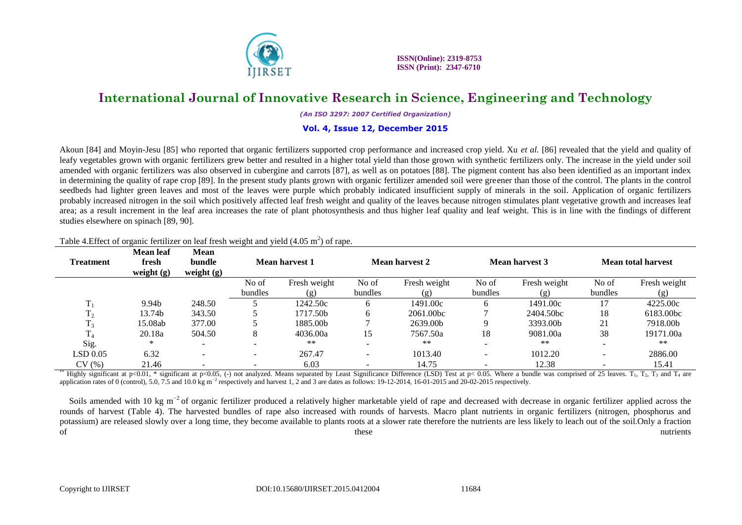Akoun [84] and Moyin-Jesu [85] who reported that organic fertilizers supported crop performance and increased crop yield. Xu *et al.* [86] revealed that the yield and quality of leafy vegetables grown with organic fertilizers grew better and resulted in a higher total yield than those grown with synthetic fertilizers only. The increase in the yield under soil amended with organic fertilizers was also observed in cubergine and carrots [87], as well as on potatoes [88]. The pigment content has also been identified as an important index in determining the quality of rape crop [89]. In the present study plants grown with organic fertilizer amended soil were greener than those of the control. The plants in the control seedbeds had lighter green leaves and most of the leaves were purple which probably indicated insufficient supply of minerals in the soil. Application of organic fertilizers probably increased nitrogen in the soil which positively affected leaf fresh weight and quality of the leaves because nitrogen stimulates plant vegetative growth and increases leaf area; as a result increment in the leaf area increases the rate of plant photosynthesis and thus higher leaf quality and leaf weight. This is in line with the findings of different studies elsewhere on spinach [89, 90].

Table 4.Effect of organic fertilizer on leaf fresh weight and yield (4.05 $m^2$) of rape.

| Treatment | Mean leaf fresh weight (g) | Mean bundle weight (g) | Mean harvest 1 | | Mean harvest 2 | | Mean harvest 3 | | Mean total harvest | |
|---|---|---|---|---|---|---|---|---|---|---|
| | | | No of bundles | Fresh weight (g) | No of bundles | Fresh weight (g) | No of bundles | Fresh weight (g) | No of bundles | Fresh weight (g) |
| $T_1$ | 9.94b | 248.50 | 5 | 1242.50c | 6 | 1491.00c | 6 | 1491.00c | 17 | 4225.00c |
| $T_2$ | 13.74b | 343.50 | 5 | 1717.50b | 6 | 2061.00bc | 7 | 2404.50bc | 18 | 6183.00bc |
| $T_3$ | 15.08ab | 377.00 | 5 | 1885.00b | 7 | 2639.00b | 9 | 3393.00b | 21 | 7918.00b |
| $T_4$ | 20.18a | 504.50 | 8 | 4036.00a | 15 | 7567.50a | 18 | 9081.00a | 38 | 19171.00a |
| Sig. | * | - | - | ** | - | ** | - | ** | - | ** |
| LSD 0.05 | 6.32 | - | - | 267.47 | - | 1013.40 | - | 1012.20 | - | 2886.00 |
| CV (%) | 21.46 | - | - | 6.03 | - | 14.75 | - | 12.38 | - | 15.41 |

** Highly significant at $p<0.01$, * significant at $p<0.05$, (-) not analyzed. Means separated by Least Significance Difference (LSD) Test at $p< 0.05$. Where a bundle was comprised of 25 leaves. $T_1$, $T_2$, $T_3$ and $T_4$ are application rates of 0 (control), 5.0, 7.5 and 10.0 kg $m^{-2}$ respectively and harvest 1, 2 and 3 are dates as follows: 19-12-2014, 16-01-2015 and 20-02-2015 respectively.

Soils amended with 10 kg $m^{-2}$ of organic fertilizer produced a relatively higher marketable yield of rape and decreased with decrease in organic fertilizer applied across the rounds of harvest (Table 4). The harvested bundles of rape also increased with rounds of harvests. Macro plant nutrients in organic fertilizers (nitrogen, phosphorus and potassium) are released slowly over a long time, they become available to plants roots at a slower rate therefore the nutrients are less likely to leach out of the soil.Only a fraction of these nutrients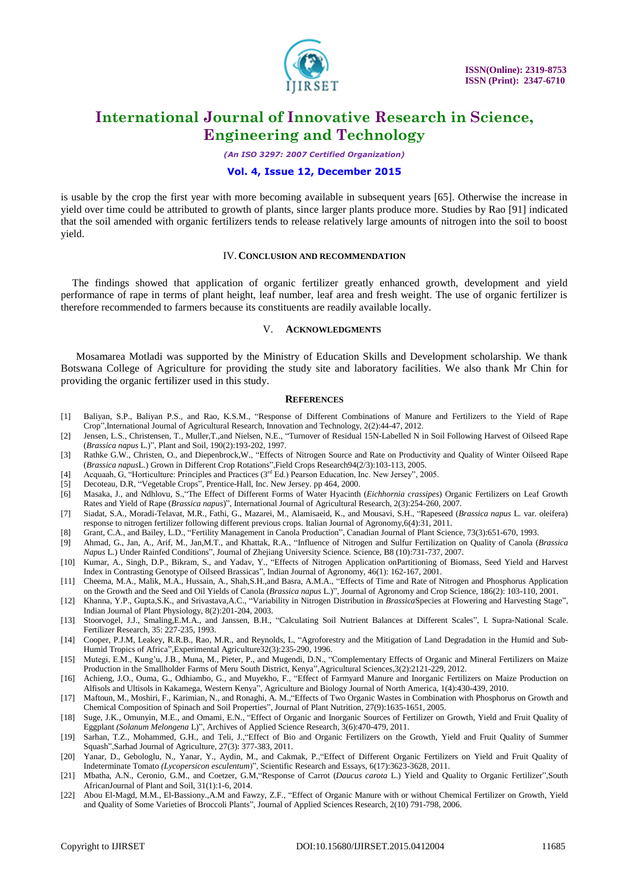is usable by the crop the first year with more becoming available in subsequent years [65]. Otherwise the increase in yield over time could be attributed to growth of plants, since larger plants produce more. Studies by Rao [91] indicated that the soil amended with organic fertilizers tends to release relatively large amounts of nitrogen into the soil to boost yield.

## IV. CONCLUSION AND RECOMMENDATION

The findings showed that application of organic fertilizer greatly enhanced growth, development and yield performance of rape in terms of plant height, leaf number, leaf area and fresh weight. The use of organic fertilizer is therefore recommended to farmers because its constituents are readily available locally.

## V. ACKNOWLEDGMENTS

Mosamarea Motladi was supported by the Ministry of Education Skills and Development scholarship. We thank Botswana College of Agriculture for providing the study site and laboratory facilities. We also thank Mr Chin for providing the organic fertilizer used in this study.

## REFERENCES

[1] Baliyan, S.P., Baliyan P.S., and Rao, K.S.M., "Response of Different Combinations of Manure and Fertilizers to the Yield of Rape Crop",International Journal of Agricultural Research, Innovation and Technology, 2(2):44-47, 2012.

[2] Jensen, L.S., Christensen, T., Muller,T.,and Nielsen, N.E., "Turnover of Residual 15N-Labelled N in Soil Following Harvest of Oilseed Rape (*Brassica napus* L.)", Plant and Soil, 190(2):193-202, 1997.

[3] Rathke G.W., Christen, O., and Diepenbrock,W., "Effects of Nitrogen Source and Rate on Productivity and Quality of Winter Oilseed Rape (*Brassica napus*L.) Grown in Different Crop Rotations",Field Crops Research94(2/3):103-113, 2005.

[4] Acquaah, G, "Horticulture: Principles and Practices (3rd Ed.) Pearson Education, Inc. New Jersey", 2005.

[5] Decoteau, D.R, "Vegetable Crops", Prentice-Hall, Inc. New Jersey. pp 464, 2000.

[6] Masaka, J., and Ndhlovu, S.,"The Effect of Different Forms of Water Hyacinth (*Eichhornia crassipes*) Organic Fertilizers on Leaf Growth Rates and Yield of Rape (*Brassica napus*)", International Journal of Agricultural Research, 2(3):254-260, 2007.

[7] Siadat, S.A., Moradi-Telavat, M.R., Fathi, G., Mazarei, M., Alamisaeid, K., and Mousavi, S.H., "Rapeseed (*Brassica napus* L. var. oleifera) response to nitrogen fertilizer following different previous crops. Italian Journal of Agronomy,6(4):31, 2011.

[8] Grant, C.A., and Bailey, L.D., "Fertility Management in Canola Production", Canadian Journal of Plant Science, 73(3):651-670, 1993.

[9] Ahmad, G., Jan, A., Arif, M., Jan,M.T., and Khattak, R.A., "Influence of Nitrogen and Sulfur Fertilization on Quality of Canola (*Brassica Napus* L.) Under Rainfed Conditions", Journal of Zhejiang University Science. Science, B8 (10):731-737, 2007.

[10] Kumar, A., Singh, D.P., Bikram, S., and Yadav, Y., "Effects of Nitrogen Application onPartitioning of Biomass, Seed Yield and Harvest Index in Contrasting Genotype of Oilseed Brassicas", Indian Journal of Agronomy, 46(1): 162-167, 2001.

[11] Cheema, M.A., Malik, M.A., Hussain, A., Shah,S.H.,and Basra, A.M.A., "Effects of Time and Rate of Nitrogen and Phosphorus Application on the Growth and the Seed and Oil Yields of Canola (*Brassica napus* L.)", Journal of Agronomy and Crop Science, 186(2): 103-110, 2001.

[12] Khanna, Y.P., Gupta,S.K., and Srivastava,A.C., "Variability in Nitrogen Distribution in *Brassica*Species at Flowering and Harvesting Stage", Indian Journal of Plant Physiology, 8(2):201-204, 2003.

[13] Stoorvogel, J.J., Smaling,E.M.A., and Janssen, B.H., "Calculating Soil Nutrient Balances at Different Scales", I. Supra-National Scale. Fertilizer Research, 35: 227-235, 1993.

[14] Cooper, P.J.M, Leakey, R.R.B., Rao, M.R., and Reynolds, L, "Agroforestry and the Mitigation of Land Degradation in the Humid and Sub-Humid Tropics of Africa",Experimental Agriculture32(3):235-290, 1996.

[15] Mutegi, E.M., Kung'u, J.B., Muna, M., Pieter, P., and Mugendi, D.N., "Complementary Effects of Organic and Mineral Fertilizers on Maize Production in the Smallholder Farms of Meru South District, Kenya",Agricultural Sciences,3(2):2121-229, 2012.

[16] Achieng, J.O., Ouma, G., Odhiambo, G., and Muyekho, F., "Effect of Farmyard Manure and Inorganic Fertilizers on Maize Production on Alfisols and Ultisols in Kakamega, Western Kenya", Agriculture and Biology Journal of North America, 1(4):430-439, 2010.

[17] Maftoun, M., Moshiri, F., Karimian, N., and Ronaghi, A. M.,"Effects of Two Organic Wastes in Combination with Phosphorus on Growth and Chemical Composition of Spinach and Soil Properties", Journal of Plant Nutrition, 27(9):1635-1651, 2005.

[18] Suge, J.K., Omunyin, M.E., and Omami, E.N., "Effect of Organic and Inorganic Sources of Fertilizer on Growth, Yield and Fruit Quality of Eggplant *(Solanum Melongena* L)", Archives of Applied Science Research, 3(6):470-479, 2011.

[19] Sarhan, T.Z., Mohammed, G.H., and Teli, J.,"Effect of Bio and Organic Fertilizers on the Growth, Yield and Fruit Quality of Summer Squash",Sarhad Journal of Agriculture, 27(3): 377-383, 2011.

[20] Yanar, D., Gebologlu, N., Yanar, Y., Aydin, M., and Cakmak, P.,"Effect of Different Organic Fertilizers on Yield and Fruit Quality of Indeterminate Tomato *(Lycopersicon esculentum*)", Scientific Research and Essays, 6(17):3623-3628, 2011.

[21] Mbatha, A.N., Ceronio, G.M., and Coetzer, G.M,"Response of Carrot (*Daucus carota* L.) Yield and Quality to Organic Fertilizer",South AfricanJournal of Plant and Soil, 31(1):1-6, 2014.

[22] Abou El-Magd, M.M., El-Bassiony.,A.M and Fawzy, Z.F., "Effect of Organic Manure with or without Chemical Fertilizer on Growth, Yield and Quality of Some Varieties of Broccoli Plants", Journal of Applied Sciences Research, 2(10) 791-798, 2006.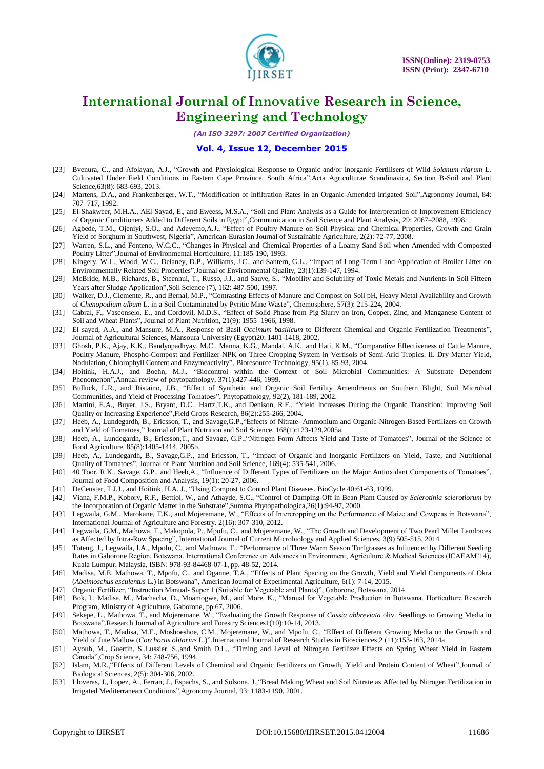[23] Bvenura, C., and Afolayan, A.J., "Growth and Physiological Response to Organic and/or Inorganic Fertilisers of Wild *Solanum nigrum* L. Cultivated Under Field Conditions in Eastern Cape Province, South Africa",Acta Agriculturae Scandinavica, Section B-Soil and Plant Science,63(8): 683-693, 2013.

[24] Martens, D.A., and Frankenberger, W.T., "Modification of Infiltration Rates in an Organic-Amended Irrigated Soil",Agronomy Journal, 84: 707–717, 1992.

[25] El-Shakweer, M.H.A., AEl-Sayad, E., and Eweess, M.S.A., "Soil and Plant Analysis as a Guide for Interpretation of Improvement Efficiency of Organic Conditioners Added to Different Soils in Egypt",Communication in Soil Science and Plant Analysis, 29: 2067–2088, 1998.

[26] Agbede, T.M., Ojeniyi, S.O., and Adeyemo,A.J., "Effect of Poultry Manure on Soil Physical and Chemical Properties, Growth and Grain Yield of Sorghum in Southwest, Nigeria", American-Eurasian Journal of Sustainable Agriculture, 2(2): 72-77, 2008.

[27] Warren, S.L., and Fonteno, W.C.C., "Changes in Physical and Chemical Properties of a Loamy Sand Soil when Amended with Composted Poultry Litter",Journal of Environmental Horticulture, 11:185-190, 1993.

[28] Kingery, W.L., Wood, W.C., Delaney, D.P., Williams, J.C., and Santern, G.L., "Impact of Long-Term Land Application of Broiler Litter on Environmentally Related Soil Properties",Journal of Environmental Quality, 23(1):139-147, 1994.

[29] McBride, M.B., Richards, B., Steenhui, T., Russo, J.J., and Sauve, S., "Mobility and Solubility of Toxic Metals and Nutrients in Soil Fifteen Years after Sludge Application",Soil Science (7), 162: 487-500, 1997.

[30] Walker, D.J., Clemente, R., and Bernal, M.P., "Contrasting Effects of Manure and Compost on Soil pH, Heavy Metal Availability and Growth of *Chenopodium album* L. in a Soil Contaminated by Pyritic Mine Waste", Chemosphere, 57(3): 215-224, 2004.

[31] Cabral, F., Vasconselo, E., and Cordovil, M.D.S., "Effect of Solid Phase from Pig Slurry on Iron, Copper, Zinc, and Manganese Content of Soil and Wheat Plants", Journal of Plant Nutrition, 21(9): 1955–1966, 1998.

[32] El sayed, A.A., and Mansure, M.A., Response of Basil *Occimum basilicum* to Different Chemical and Organic Fertilization Treatments", Journal of Agricultural Sciences, Mansoura University (Egypt)20: 1401-1418, 2002.

[33] Ghosh, P.K., Ajay, K.K., Bandyopadhyay, M.C., Manna, K.G., Mandal, A.K., and Hati, K.M., "Comparative Effectiveness of Cattle Manure, Poultry Manure, Phospho-Compost and Fertilizer-NPK on Three Cropping System in Vertisols of Semi-Arid Tropics. II. Dry Matter Yield, Nodulation, Chlorophyll Content and Enzymeactivity", Bioresource Technology, 95(1), 85-93, 2004.

[34] Hoitink, H.A.J., and Boehn, M.J., "Biocontrol within the Context of Soil Microbial Communities: A Substrate Dependent Phenomenon",Annual review of phytopathology, 37(1):427-446, 1999.

[35] Bulluck, L.R., and Ristaino, J.B., "Effect of Synthetic and Organic Soil Fertility Amendments on Southern Blight, Soil Microbial Communities, and Yield of Processing Tomatoes", Phytopathology, 92(2), 181-189, 2002.

[36] Martini, E.A., Buyer, J.S., Bryant, D.C., Hartz,T.K., and Denison, R.F., "Yield Increases During the Organic Transition: Improving Soil Quality or Increasing Experience",Field Crops Research, 86(2):255-266, 2004.

[37] Heeb, A., Lundegardh, B., Ericsson, T., and Savage,G.P.,"Effects of Nitrate- Ammonium and Organic-Nitrogen-Based Fertilizers on Growth and Yield of Tomatoes," Journal of Plant Nutrition and Soil Science, 168(1):123-129,2005a.

[38] Heeb, A., Lundegardh, B., Ericsson,T., and Savage, G.P.,"Nitrogen Form Affects Yield and Taste of Tomatoes", Journal of the Science of Food Agriculture, 85(8):1405-1414, 2005b.

[39] Heeb, A., Lundegardh, B., Savage,G.P., and Ericsson, T., "Impact of Organic and Inorganic Fertilizers on Yield, Taste, and Nutritional Quality of Tomatoes", Journal of Plant Nutrition and Soil Science, 169(4): 535-541, 2006.

[40] 40 Toor, R.K., Savage, G.P., and Heeb,A., "Influence of Different Types of Fertilizers on the Major Antioxidant Components of Tomatoes", Journal of Food Composition and Analysis, 19(1): 20-27, 2006.

[41] DeCeuster, T.J.J., and Hoitink, H.A. J., "Using Compost to Control Plant Diseases. BioCycle 40:61-63, 1999.

[42] Viana, F.M.P., Kobory, R.F., Bettiol, W., and Athayde, S.C., "Control of Damping-Off in Bean Plant Caused by *Sclerotinia sclerotiorum* by the Incorporation of Organic Matter in the Substrate",Summa Phytopathologica,26(1):94-97, 2000.

[43] Legwaila, G.M., Marokane, T.K., and Mojeremane, W., "Effects of Intercropping on the Performance of Maize and Cowpeas in Botswana", International Journal of Agriculture and Forestry. 2(16): 307-310, 2012.

[44] Legwaila, G.M., Mathowa, T., Makopola, P., Mpofu, C., and Mojeremane, W., "The Growth and Development of Two Pearl Millet Landraces as Affected by Intra-Row Spacing", International Journal of Current Microbiology and Applied Sciences, 3(9) 505-515, 2014.

[45] Toteng, J., Legwaila, I.A., Mpofu, C., and Mathowa, T., "Performance of Three Warm Season Turfgrasses as Influenced by Different Seeding Rates in Gaborone Region, Botswana. International Conference on Advances in Environment, Agriculture & Medical Sciences (ICAEAM'14), Kuala Lumpur, Malaysia, ISBN: 978-93-84468-07-1, pp. 48-52, 2014.

[46] Madisa, M.E, Mathowa, T., Mpofu, C., and Oganne, T.A., "Effects of Plant Spacing on the Growth, Yield and Yield Components of Okra (*Abelmoschus esculentus* L.) in Botswana", American Journal of Experimental Agriculture, 6(1): 7-14, 2015.

[47] Organic Fertilizer, "Instruction Manual- Super 1 (Suitable for Vegetable and Plants)", Gaborone, Botswana, 2014.

[48] Bok, I., Madisa, M., Machacha, D., Moamogwe, M., and More, K., "Manual for Vegetable Production in Botswana. Horticulture Research Program, Ministry of Agriculture, Gaborone, pp 67, 2006.

[49] Sekepe, L., Mathowa, T., and Mojeremane, W., "Evaluating the Growth Response of *Cassia abbreviata* oliv. Seedlings to Growing Media in Botswana",Research Journal of Agriculture and Forestry Sciences1(10):10-14, 2013.

[50] Mathowa, T., Madisa, M.E., Moshoeshoe, C.M., Mojeremane, W., and Mpofu, C., "Effect of Different Growing Media on the Growth and Yield of Jute Mallow (*Corchorus olitorius* L.)",International Journal of Research Studies in Biosciences,2 (11):153-163, 2014a

[51] Ayoub, M., Guertin, S.,Lussier, S.,and Smith D.L., "Timing and Level of Nitrogen Fertilizer Effects on Spring Wheat Yield in Eastern Canada",Crop Science, 34: 748-756, 1994.

[52] Islam, M.R.,"Effects of Different Levels of Chemical and Organic Fertilizers on Growth, Yield and Protein Content of Wheat",Journal of Biological Sciences, 2(5): 304-306, 2002.

[53] Lloveras, J., Lopez, A., Ferran, J., Espachs, S., and Solsona, J.,"Bread Making Wheat and Soil Nitrate as Affected by Nitrogen Fertilization in Irrigated Mediterranean Conditions",Agronomy Journal, 93: 1183-1190, 2001.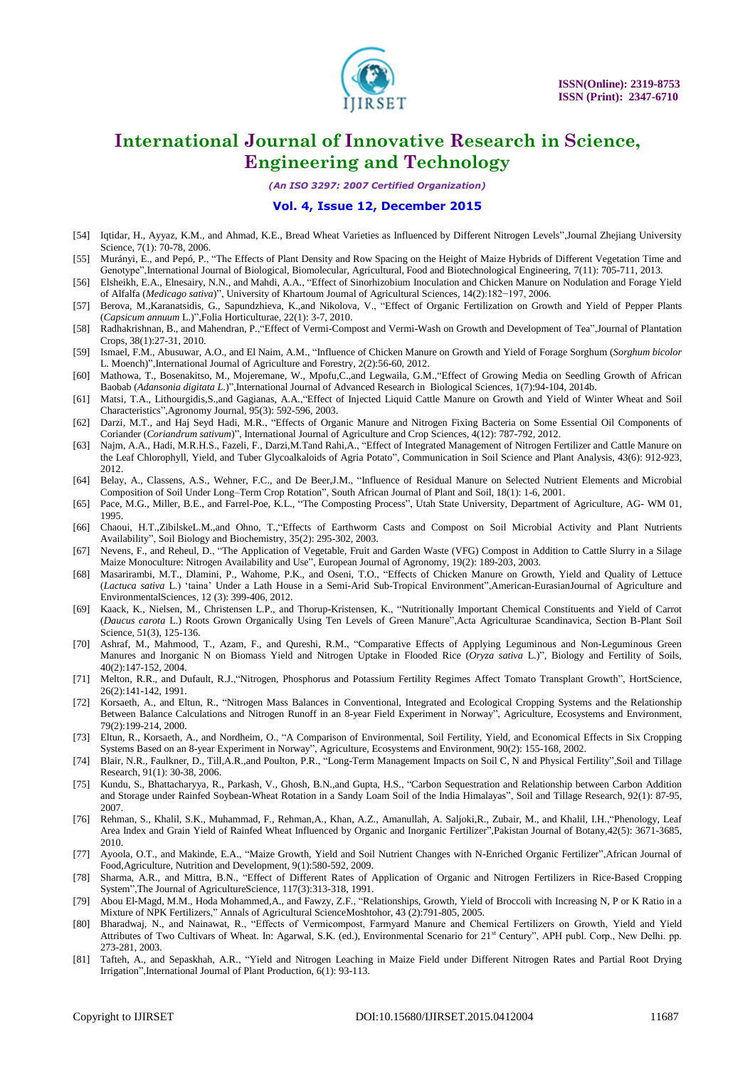[54] Iqtidar, H., Ayyaz, K.M., and Ahmad, K.E., Bread Wheat Varieties as Influenced by Different Nitrogen Levels",Journal Zhejiang University Science, 7(1): 70-78, 2006.

[55] Murányi, E., and Pepó, P., "The Effects of Plant Density and Row Spacing on the Height of Maize Hybrids of Different Vegetation Time and Genotype",International Journal of Biological, Biomolecular, Agricultural, Food and Biotechnological Engineering, 7(11): 705-711, 2013.

[56] Elsheikh, E.A., Elnesairy, N.N., and Mahdi, A.A., "Effect of Sinorhizobium Inoculation and Chicken Manure on Nodulation and Forage Yield of Alfalfa (*Medicago sativa*)", University of Khartoum Journal of Agricultural Sciences, 14(2):182−197, 2006.

[57] Berova, M.,Karanatsidis, G., Sapundzhieva, K.,and Nikolova, V., "Effect of Organic Fertilization on Growth and Yield of Pepper Plants (*Capsicum annuum* L.)",Folia Horticulturae, 22(1): 3-7, 2010.

[58] Radhakrishnan, B., and Mahendran, P.,"Effect of Vermi-Compost and Vermi-Wash on Growth and Development of Tea",Journal of Plantation Crops, 38(1):27-31, 2010.

[59] Ismael, F.M., Abusuwar, A.O., and El Naim, A.M., "Influence of Chicken Manure on Growth and Yield of Forage Sorghum (*Sorghum bicolor* L. Moench)",International Journal of Agriculture and Forestry, 2(2):56-60, 2012.

[60] Mathowa, T., Bosenakitso, M., Mojeremane, W., Mpofu,C.,and Legwaila, G.M.,"Effect of Growing Media on Seedling Growth of African Baobab (*Adansonia digitata L.*)",International Journal of Advanced Research in Biological Sciences, 1(7):94-104, 2014b.

[61] Matsi, T.A., Lithourgidis,S.,and Gagianas, A.A.,"Effect of Injected Liquid Cattle Manure on Growth and Yield of Winter Wheat and Soil Characteristics",Agronomy Journal, 95(3): 592-596, 2003.

[62] Darzi, M.T., and Haj Seyd Hadi, M.R., "Effects of Organic Manure and Nitrogen Fixing Bacteria on Some Essential Oil Components of Coriander (*Coriandrum sativum*)", International Journal of Agriculture and Crop Sciences, 4(12): 787-792, 2012.

[63] Najm, A.A., Hadi, M.R.H.S., Fazeli, F., Darzi,M.Tand Rahi,A., "Effect of Integrated Management of Nitrogen Fertilizer and Cattle Manure on the Leaf Chlorophyll, Yield, and Tuber Glycoalkaloids of Agria Potato", Communication in Soil Science and Plant Analysis, 43(6): 912-923, 2012.

[64] Belay, A., Classens, A.S., Wehner, F.C., and De Beer,J.M., "Influence of Residual Manure on Selected Nutrient Elements and Microbial Composition of Soil Under Long–Term Crop Rotation", South African Journal of Plant and Soil, 18(1): 1-6, 2001.

[65] Pace, M.G., Miller, B.E., and Farrel-Poe, K.L., "The Composting Process", Utah State University, Department of Agriculture, AG- WM 01, 1995.

[66] Chaoui, H.T.,ZibilskeL.M.,and Ohno, T.,"Effects of Earthworm Casts and Compost on Soil Microbial Activity and Plant Nutrients Availability", Soil Biology and Biochemistry, 35(2): 295-302, 2003.

[67] Nevens, F., and Reheul, D., "The Application of Vegetable, Fruit and Garden Waste (VFG) Compost in Addition to Cattle Slurry in a Silage Maize Monoculture: Nitrogen Availability and Use", European Journal of Agronomy, 19(2): 189-203, 2003.

[68] Masarirambi, M.T., Dlamini, P., Wahome, P.K., and Oseni, T.O., "Effects of Chicken Manure on Growth, Yield and Quality of Lettuce (*Lactuca sativa* L.) 'taina' Under a Lath House in a Semi-Arid Sub-Tropical Environment",American-EurasianJournal of Agriculture and EnvironmentalSciences, 12 (3): 399-406, 2012.

[69] Kaack, K., Nielsen, M., Christensen L.P., and Thorup-Kristensen, K., "Nutritionally Important Chemical Constituents and Yield of Carrot (*Daucus carota* L.) Roots Grown Organically Using Ten Levels of Green Manure",Acta Agriculturae Scandinavica, Section B-Plant Soil Science, 51(3), 125-136.

[70] Ashraf, M., Mahmood, T., Azam, F., and Qureshi, R.M., "Comparative Effects of Applying Leguminous and Non-Leguminous Green Manures and Inorganic N on Biomass Yield and Nitrogen Uptake in Flooded Rice (*Oryza sativa* L.)", Biology and Fertility of Soils, 40(2):147-152, 2004.

[71] Melton, R.R., and Dufault, R.J.,"Nitrogen, Phosphorus and Potassium Fertility Regimes Affect Tomato Transplant Growth", HortScience, 26(2):141-142, 1991.

[72] Korsaeth, A., and Eltun, R., "Nitrogen Mass Balances in Conventional, Integrated and Ecological Cropping Systems and the Relationship Between Balance Calculations and Nitrogen Runoff in an 8-year Field Experiment in Norway", Agriculture, Ecosystems and Environment, 79(2):199-214, 2000.

[73] Eltun, R., Korsaeth, A., and Nordheim, O., "A Comparison of Environmental, Soil Fertility, Yield, and Economical Effects in Six Cropping Systems Based on an 8-year Experiment in Norway", Agriculture, Ecosystems and Environment, 90(2): 155-168, 2002.

[74] Blair, N.R., Faulkner, D., Till,A.R.,and Poulton, P.R., "Long-Term Management Impacts on Soil C, N and Physical Fertility",Soil and Tillage Research, 91(1): 30-38, 2006.

[75] Kundu, S., Bhattacharyya, R., Parkash, V., Ghosh, B.N.,and Gupta, H.S., "Carbon Sequestration and Relationship between Carbon Addition and Storage under Rainfed Soybean-Wheat Rotation in a Sandy Loam Soil of the India Himalayas", Soil and Tillage Research, 92(1): 87-95, 2007.

[76] Rehman, S., Khalil, S.K., Muhammad, F., Rehman,A., Khan, A.Z., Amanullah, A. Saljoki,R., Zubair, M., and Khalil, I.H.,"Phenology, Leaf Area Index and Grain Yield of Rainfed Wheat Influenced by Organic and Inorganic Fertilizer",Pakistan Journal of Botany,42(5): 3671-3685, 2010.

[77] Ayoola, O.T., and Makinde, E.A., "Maize Growth, Yield and Soil Nutrient Changes with N-Enriched Organic Fertilizer",African Journal of Food,Agriculture, Nutrition and Development, 9(1):580-592, 2009.

[78] Sharma, A.R., and Mittra, B.N., "Effect of Different Rates of Application of Organic and Nitrogen Fertilizers in Rice-Based Cropping System",The Journal of AgricultureScience, 117(3):313-318, 1991.

[79] Abou El-Magd, M.M., Hoda Mohammed,A., and Fawzy, Z.F., "Relationships, Growth, Yield of Broccoli with Increasing N, P or K Ratio in a Mixture of NPK Fertilizers," Annals of Agricultural ScienceMoshtohor, 43 (2):791-805, 2005.

[80] Bharadwaj, N., and Nainawat, R., "Effects of Vermicompost, Farmyard Manure and Chemical Fertilizers on Growth, Yield and Yield Attributes of Two Cultivars of Wheat. In: Agarwal, S.K. (ed.), Environmental Scenario for 21st Century", APH publ. Corp., New Delhi. pp. 273-281, 2003.

[81] Tafteh, A., and Sepaskhah, A.R., "Yield and Nitrogen Leaching in Maize Field under Different Nitrogen Rates and Partial Root Drying Irrigation",International Journal of Plant Production, 6(1): 93-113.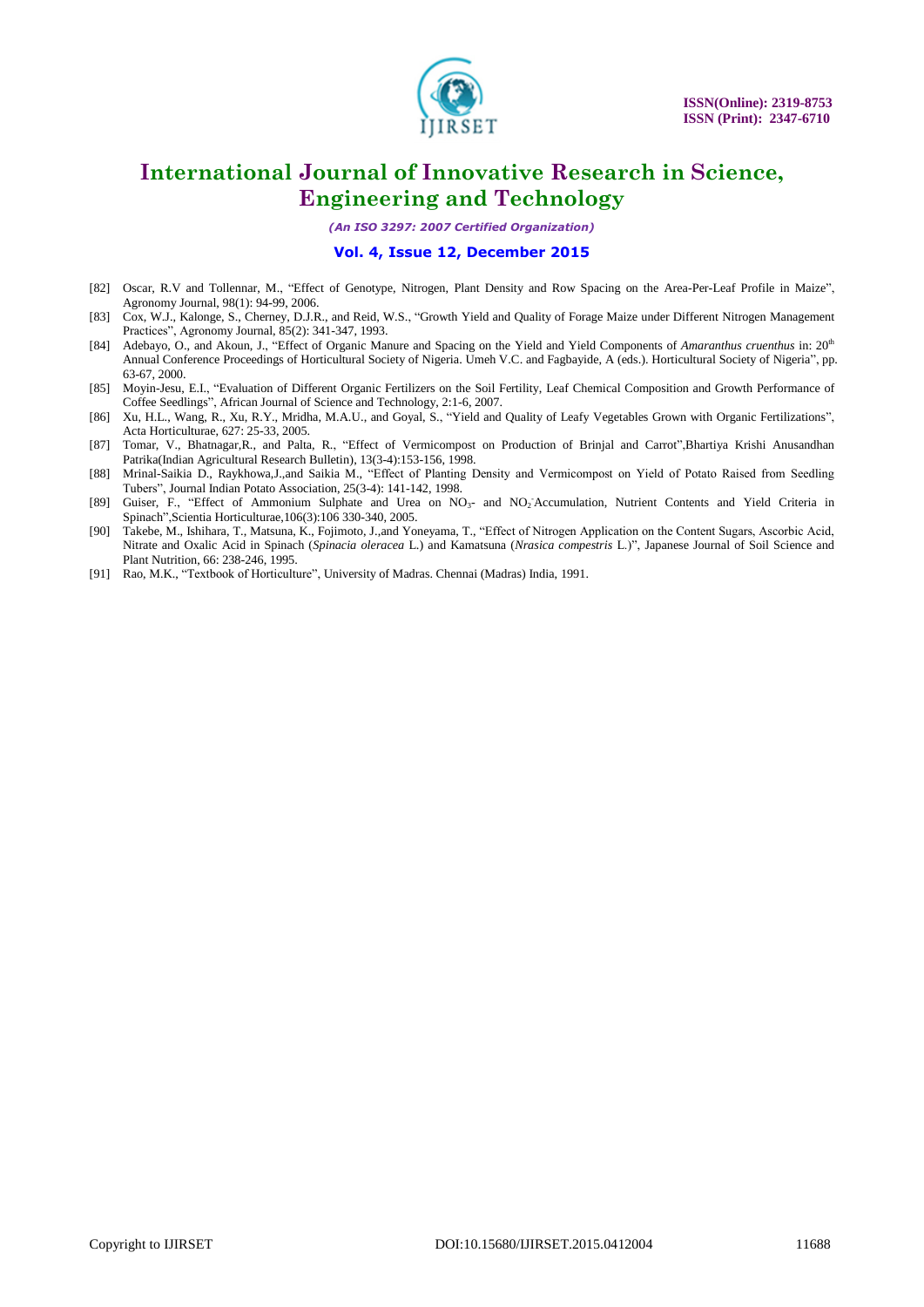[82] Oscar, R.V and Tollennar, M., "Effect of Genotype, Nitrogen, Plant Density and Row Spacing on the Area-Per-Leaf Profile in Maize", Agronomy Journal, 98(1): 94-99, 2006.

[83] Cox, W.J., Kalonge, S., Cherney, D.J.R., and Reid, W.S., "Growth Yield and Quality of Forage Maize under Different Nitrogen Management Practices", Agronomy Journal, 85(2): 341-347, 1993.

[84] Adebayo, O., and Akoun, J., "Effect of Organic Manure and Spacing on the Yield and Yield Components of *Amaranthus cruenthus* in: 20th Annual Conference Proceedings of Horticultural Society of Nigeria. Umeh V.C. and Fagbayide, A (eds.). Horticultural Society of Nigeria", pp. 63-67, 2000.

[85] Moyin-Jesu, E.I., "Evaluation of Different Organic Fertilizers on the Soil Fertility, Leaf Chemical Composition and Growth Performance of Coffee Seedlings", African Journal of Science and Technology, 2:1-6, 2007.

[86] Xu, H.L., Wang, R., Xu, R.Y., Mridha, M.A.U., and Goyal, S., "Yield and Quality of Leafy Vegetables Grown with Organic Fertilizations", Acta Horticulturae, 627: 25-33, 2005.

[87] Tomar, V., Bhatnagar,R., and Palta, R., "Effect of Vermicompost on Production of Brinjal and Carrot",Bhartiya Krishi Anusandhan Patrika(Indian Agricultural Research Bulletin), 13(3-4):153-156, 1998.

[88] Mrinal-Saikia D., Raykhowa,J.,and Saikia M., "Effect of Planting Density and Vermicompost on Yield of Potato Raised from Seedling Tubers", Journal Indian Potato Association, 25(3-4): 141-142, 1998.

[89] Guiser, F., "Effect of Ammonium Sulphate and Urea on $NO_3$- and $NO_2^-$Accumulation, Nutrient Contents and Yield Criteria in Spinach",Scientia Horticulturae,106(3):106 330-340, 2005.

[90] Takebe, M., Ishihara, T., Matsuna, K., Fojimoto, J.,and Yoneyama, T., "Effect of Nitrogen Application on the Content Sugars, Ascorbic Acid, Nitrate and Oxalic Acid in Spinach (*Spinacia oleracea* L.) and Kamatsuna (*Nrasica compestris* L.)", Japanese Journal of Soil Science and Plant Nutrition, 66: 238-246, 1995.

[91] Rao, M.K., "Textbook of Horticulture", University of Madras. Chennai (Madras) India, 1991.